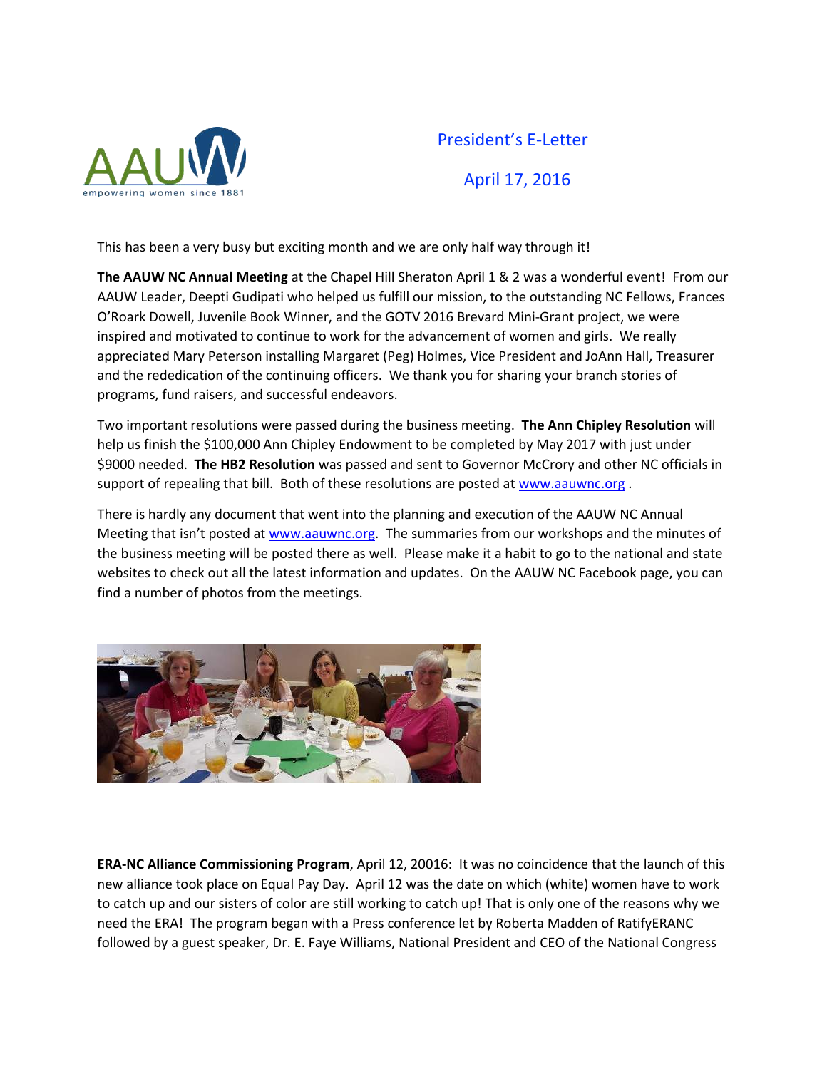# President's E-Letter

## April 17, 2016

This has been a very busy but exciting month and we are only half way through it!

**The AAUW NC Annual Meeting** at the Chapel Hill Sheraton April 1 & 2 was a wonderful event! From our AAUW Leader, Deepti Gudipati who helped us fulfill our mission, to the outstanding NC Fellows, Frances O'Roark Dowell, Juvenile Book Winner, and the GOTV 2016 Brevard Mini-Grant project, we were inspired and motivated to continue to work for the advancement of women and girls. We really appreciated Mary Peterson installing Margaret (Peg) Holmes, Vice President and JoAnn Hall, Treasurer and the rededication of the continuing officers. We thank you for sharing your branch stories of programs, fund raisers, and successful endeavors.

Two important resolutions were passed during the business meeting. **The Ann Chipley Resolution** will help us finish the $100,000 Ann Chipley Endowment to be completed by May 2017 with just under $9000 needed. **The HB2 Resolution** was passed and sent to Governor McCrory and other NC officials in support of repealing that bill. Both of these resolutions are posted at www.aauwnc.org .

There is hardly any document that went into the planning and execution of the AAUW NC Annual Meeting that isn't posted at www.aauwnc.org. The summaries from our workshops and the minutes of the business meeting will be posted there as well. Please make it a habit to go to the national and state websites to check out all the latest information and updates. On the AAUW NC Facebook page, you can find a number of photos from the meetings.

**ERA-NC Alliance Commissioning Program**, April 12, 20016: It was no coincidence that the launch of this new alliance took place on Equal Pay Day. April 12 was the date on which (white) women have to work to catch up and our sisters of color are still working to catch up! That is only one of the reasons why we need the ERA! The program began with a Press conference let by Roberta Madden of RatifyERANC followed by a guest speaker, Dr. E. Faye Williams, National President and CEO of the National Congress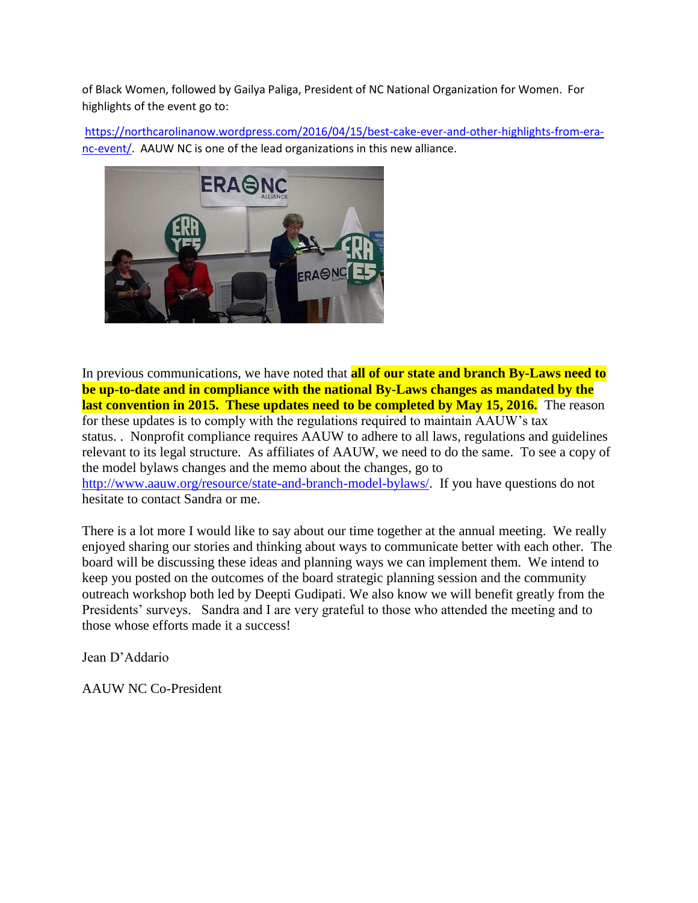of Black Women, followed by Gailya Paliga, President of NC National Organization for Women. For highlights of the event go to:

https://northcarolinanow.wordpress.com/2016/04/15/best-cake-ever-and-other-highlights-from-era-nc-event/. AAUW NC is one of the lead organizations in this new alliance.

In previous communications, we have noted that **all of our state and branch By-Laws need to be up-to-date and in compliance with the national By-Laws changes as mandated by the last convention in 2015. These updates need to be completed by May 15, 2016.** The reason for these updates is to comply with the regulations required to maintain AAUW's tax status. . Nonprofit compliance requires AAUW to adhere to all laws, regulations and guidelines relevant to its legal structure. As affiliates of AAUW, we need to do the same. To see a copy of the model bylaws changes and the memo about the changes, go to http://www.aauw.org/resource/state-and-branch-model-bylaws/. If you have questions do not hesitate to contact Sandra or me.

There is a lot more I would like to say about our time together at the annual meeting. We really enjoyed sharing our stories and thinking about ways to communicate better with each other. The board will be discussing these ideas and planning ways we can implement them. We intend to keep you posted on the outcomes of the board strategic planning session and the community outreach workshop both led by Deepti Gudipati. We also know we will benefit greatly from the Presidents' surveys. Sandra and I are very grateful to those who attended the meeting and to those whose efforts made it a success!

Jean D'Addario

AAUW NC Co-President